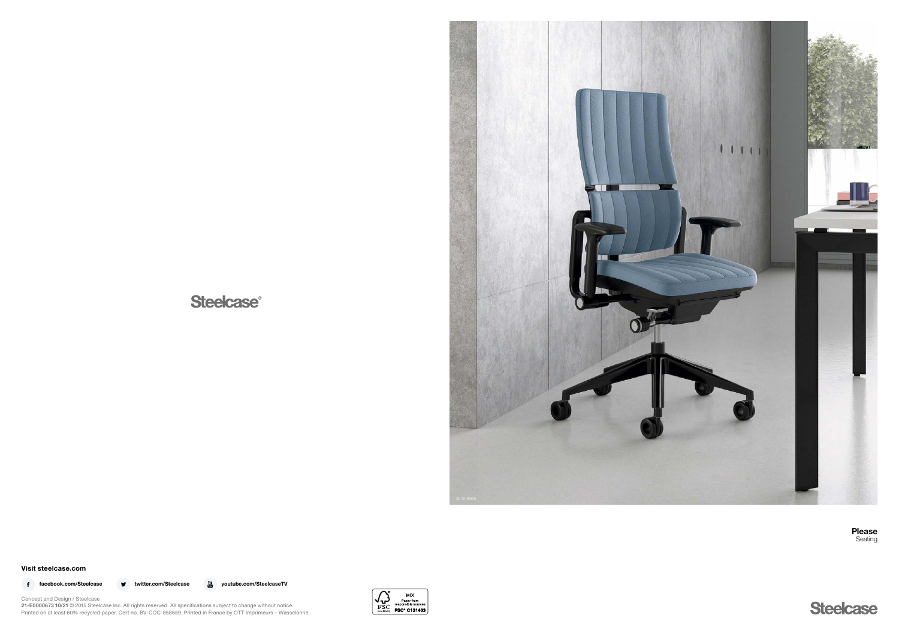Steelcase®

**Please**
Seating

Steelcase

**Visit steelcase.com**

facebook.com/Steelcase
twitter.com/Steelcase
youtube.com/SteelcaseTV

Concept and Design / Steelcase
**21-E0000673 10/21** © 2015 Steelcase Inc. All rights reserved. All specifications subject to change without notice.
Printed on at least 60% recycled paper. Cert no. BV-COC-858659. Printed in France by OTT Imprimeurs – Wasselonne.

FSC MIX Paper from responsible sources FSC® C131463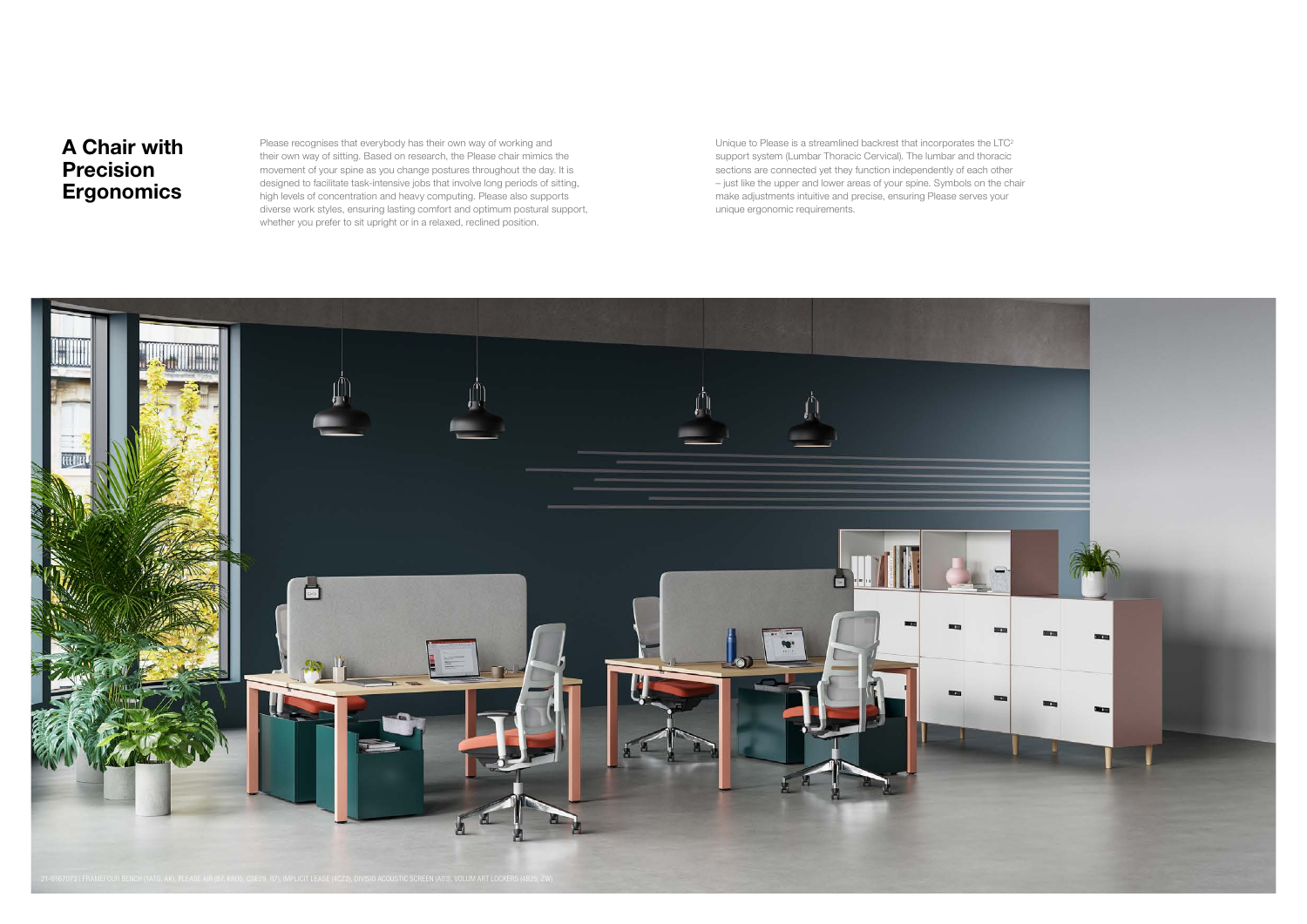# A Chair with Precision Ergonomics

Please recognises that everybody has their own way of working and their own way of sitting. Based on research, the Please chair mimics the movement of your spine as you change postures throughout the day. It is designed to facilitate task-intensive jobs that involve long periods of sitting, high levels of concentration and heavy computing. Please also supports diverse work styles, ensuring lasting comfort and optimum postural support, whether you prefer to sit upright or in a relaxed, reclined position.

Unique to Please is a streamlined backrest that incorporates the LTC[2] support system (Lumbar Thoracic Cervical). The lumbar and thoracic sections are connected yet they function independently of each other – just like the upper and lower areas of your spine. Symbols on the chair make adjustments intuitive and precise, ensuring Please serves your unique ergonomic requirements.

21-0167073 | FRAMEFOUR BENCH (1A10, AK), PLEASE AIR (B7, KR05, CSE29, R7), IMPLICIT LEASE (4C22), DIVISIO ACOUSTIC SCREEN (A03), VOLUM ART LOCKERS (4B26, ZW)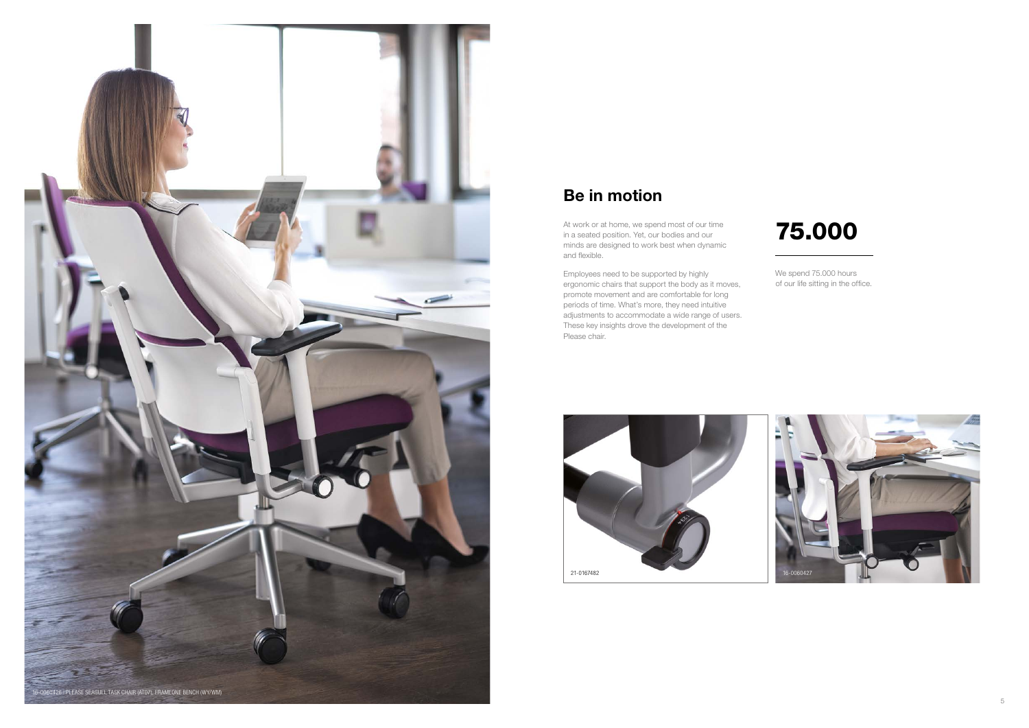## Be in motion

At work or at home, we spend most of our time in a seated position. Yet, our bodies and our minds are designed to work best when dynamic and flexible.

Employees need to be supported by highly ergonomic chairs that support the body as it moves, promote movement and are comfortable for long periods of time. What's more, they need intuitive adjustments to accommodate a wide range of users. These key insights drove the development of the Please chair.

# 75.000

We spend 75.000 hours of our life sitting in the office.

16-0060426 - PLEASE SEAGULL TASK CHAIR (ATDZ), FRAMEONE BENCH (WY/WM)

21-0167482

16-0060427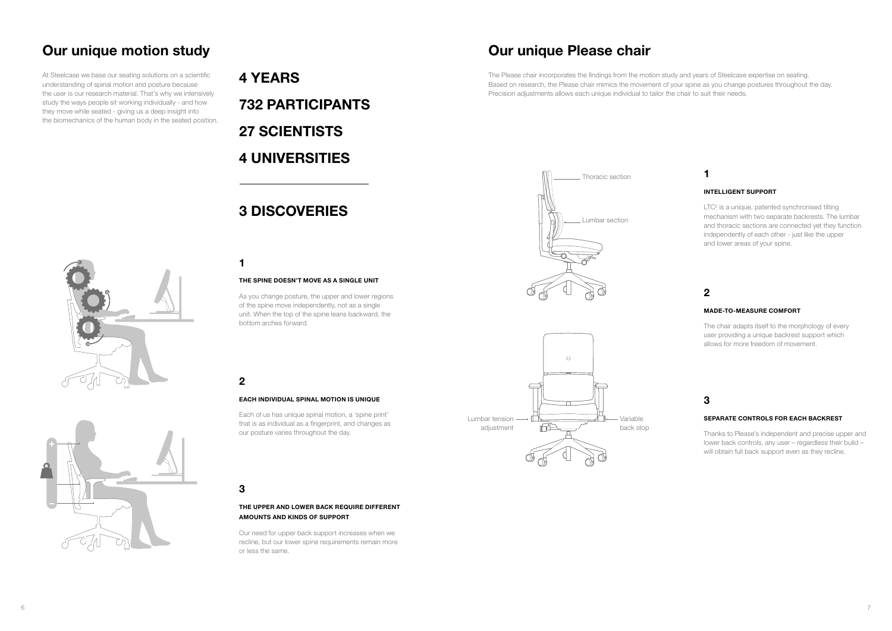## Our unique motion study

At Steelcase we base our seating solutions on a scientific understanding of spinal motion and posture because the user is our research material. That's why we intensively study the ways people sit working individually - and how they move while seated - giving us a deep insight into the biomechanics of the human body in the seated position.

### 4 YEARS

### 732 PARTICIPANTS

### 27 SCIENTISTS

### 4 UNIVERSITIES

---

### 3 DISCOVERIES

**1**

**THE SPINE DOESN'T MOVE AS A SINGLE UNIT**

As you change posture, the upper and lower regions of the spine move independently, not as a single unit. When the top of the spine leans backward, the bottom arches forward.

**2**

**EACH INDIVIDUAL SPINAL MOTION IS UNIQUE**

Each of us has unique spinal motion, a 'spine print' that is as individual as a fingerprint, and changes as our posture varies throughout the day.

**3**

**THE UPPER AND LOWER BACK REQUIRE DIFFERENT AMOUNTS AND KINDS OF SUPPORT**

Our need for upper back support increases when we recline, but our lower spine requirements remain more or less the same.

## Our unique Please chair

The Please chair incorporates the findings from the motion study and years of Steelcase expertise on seating. Based on research, the Please chair mimics the movement of your spine as you change postures throughout the day. Precision adjustments allows each unique individual to tailor the chair to suit their needs.

Thoracic section

Lumbar section

Lumbar tension adjustment

Variable back stop

**1**

**INTELLIGENT SUPPORT**

LTC[2] is a unique, patented synchronised tilting mechanism with two separate backrests. The lumbar and thoracic sections are connected yet they function independently of each other - just like the upper and lower areas of your spine.

**2**

**MADE-TO-MEASURE COMFORT**

The chair adapts itself to the morphology of every user providing a unique backrest support which allows for more freedom of movement.

**3**

**SEPARATE CONTROLS FOR EACH BACKREST**

Thanks to Please's independent and precise upper and lower back controls, any user – regardless their build – will obtain full back support even as they recline.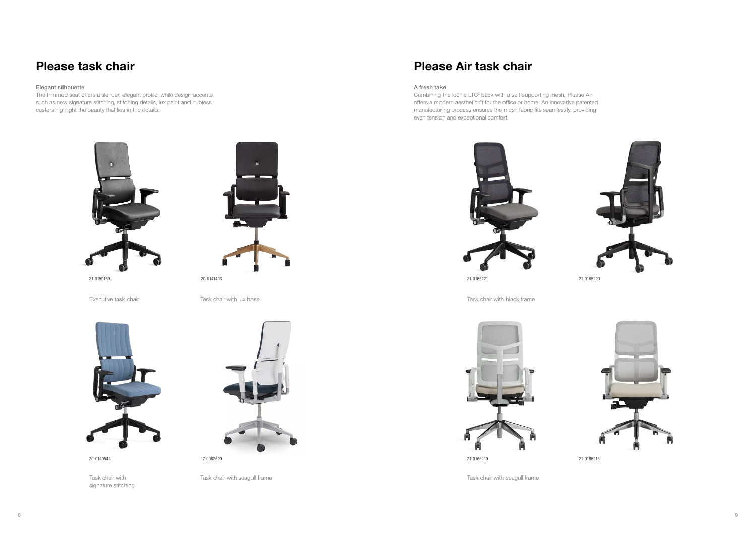# Please task chair

### Elegant silhouette

The trimmed seat offers a slender, elegant profile, while design accents such as new signature stitching, stitching details, lux paint and hubless casters highlight the beauty that lies in the details.

21-0159169

Executive task chair

20-0141403

Task chair with lux base

20-0140544

Task chair with signature stitching

17-0082629

Task chair with seagull frame

# Please Air task chair

### A fresh take

Combining the iconic LTC[2] back with a self-supporting mesh, Please Air offers a modern aesthetic fit for the office or home. An innovative patented manufacturing process ensures the mesh fabric fits seamlessly, providing even tension and exceptional comfort.

21-0165221

21-0165220

Task chair with black frame

21-0165219

21-0165216

Task chair with seagull frame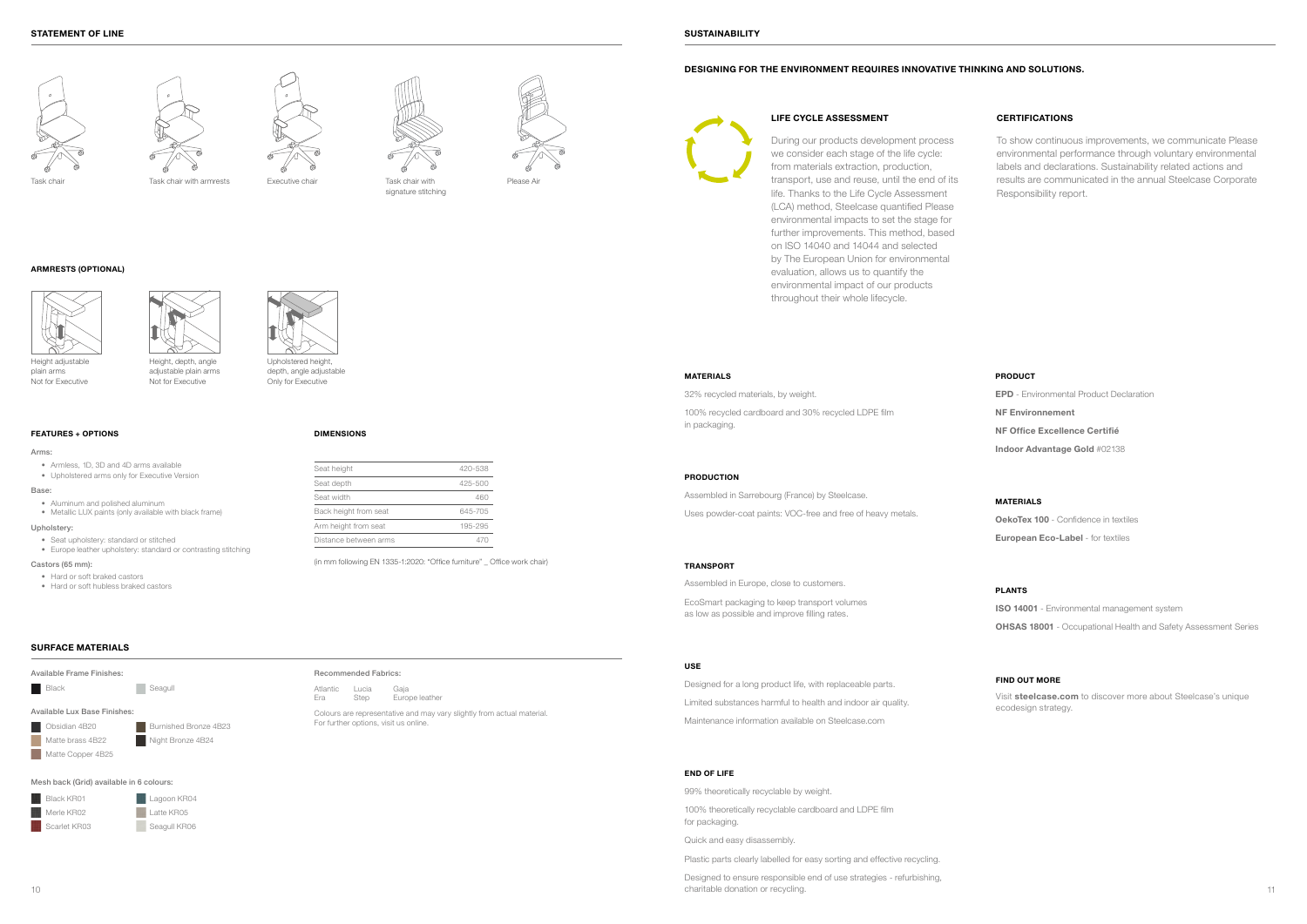## STATEMENT OF LINE

Task chair

Task chair with armrests

Executive chair

Task chair with signature stitching

Please Air

### ARMRESTS (OPTIONAL)

Height adjustable plain arms
Not for Executive

Height, depth, angle adjustable plain arms
Not for Executive

Upholstered height, depth, angle adjustable
Only for Executive

### FEATURES + OPTIONS

**Arms:**

- Armless, 1D, 3D and 4D arms available
- Upholstered arms only for Executive Version

**Base:**

- Aluminum and polished aluminum
- Metallic LUX paints (only available with black frame)

**Upholstery:**

- Seat upholstery: standard or stitched
- Europe leather upholstery: standard or contrasting stitching

**Castors (65 mm):**

- Hard or soft braked castors
- Hard or soft hubless braked castors

### DIMENSIONS

| | |
|---|---|
| Seat height | 420-538 |
| Seat depth | 425-500 |
| Seat width | 460 |
| Back height from seat | 645-705 |
| Arm height from seat | 195-295 |
| Distance between arms | 470 |

(in mm following EN 1335-1:2020: "Office furniture" _ Office work chair)

### SURFACE MATERIALS

**Available Frame Finishes:**

- Black
- Seagull

**Available Lux Base Finishes:**

- Obsidian 4B20
- Burnished Bronze 4B23
- Matte brass 4B22
- Night Bronze 4B24
- Matte Copper 4B25

**Mesh back (Grid) available in 6 colours:**

- Black KR01
- Lagoon KR04
- Merle KR02
- Latte KR05
- Scarlet KR03
- Seagull KR06

**Recommended Fabrics:**

Atlantic, Lucia, Gaja, Era, Step, Europe leather

Colours are representative and may vary slightly from actual material.
For further options, visit us online.

## SUSTAINABILITY

### DESIGNING FOR THE ENVIRONMENT REQUIRES INNOVATIVE THINKING AND SOLUTIONS.

#### LIFE CYCLE ASSESSMENT

During our products development process we consider each stage of the life cycle: from materials extraction, production, transport, use and reuse, until the end of its life. Thanks to the Life Cycle Assessment (LCA) method, Steelcase quantified Please environmental impacts to set the stage for further improvements. This method, based on ISO 14040 and 14044 and selected by The European Union for environmental evaluation, allows us to quantify the environmental impact of our products throughout their whole lifecycle.

#### CERTIFICATIONS

To show continuous improvements, we communicate Please environmental performance through voluntary environmental labels and declarations. Sustainability related actions and results are communicated in the annual Steelcase Corporate Responsibility report.

#### MATERIALS

32% recycled materials, by weight.

100% recycled cardboard and 30% recycled LDPE film in packaging.

#### PRODUCTION

Assembled in Sarrebourg (France) by Steelcase.

Uses powder-coat paints: VOC-free and free of heavy metals.

#### TRANSPORT

Assembled in Europe, close to customers.

EcoSmart packaging to keep transport volumes as low as possible and improve filling rates.

#### USE

Designed for a long product life, with replaceable parts.

Limited substances harmful to health and indoor air quality.

Maintenance information available on Steelcase.com

#### END OF LIFE

99% theoretically recyclable by weight.

100% theoretically recyclable cardboard and LDPE film for packaging.

Quick and easy disassembly.

Plastic parts clearly labelled for easy sorting and effective recycling.

Designed to ensure responsible end of use strategies - refurbishing, charitable donation or recycling.

#### PRODUCT

**EPD** - Environmental Product Declaration

**NF Environnement**

**NF Office Excellence Certifié**

**Indoor Advantage Gold** #02138

#### MATERIALS

**OekoTex 100** - Confidence in textiles

**European Eco-Label** - for textiles

#### PLANTS

**ISO 14001** - Environmental management system

**OHSAS 18001** - Occupational Health and Safety Assessment Series

#### FIND OUT MORE

Visit **steelcase.com** to discover more about Steelcase's unique ecodesign strategy.